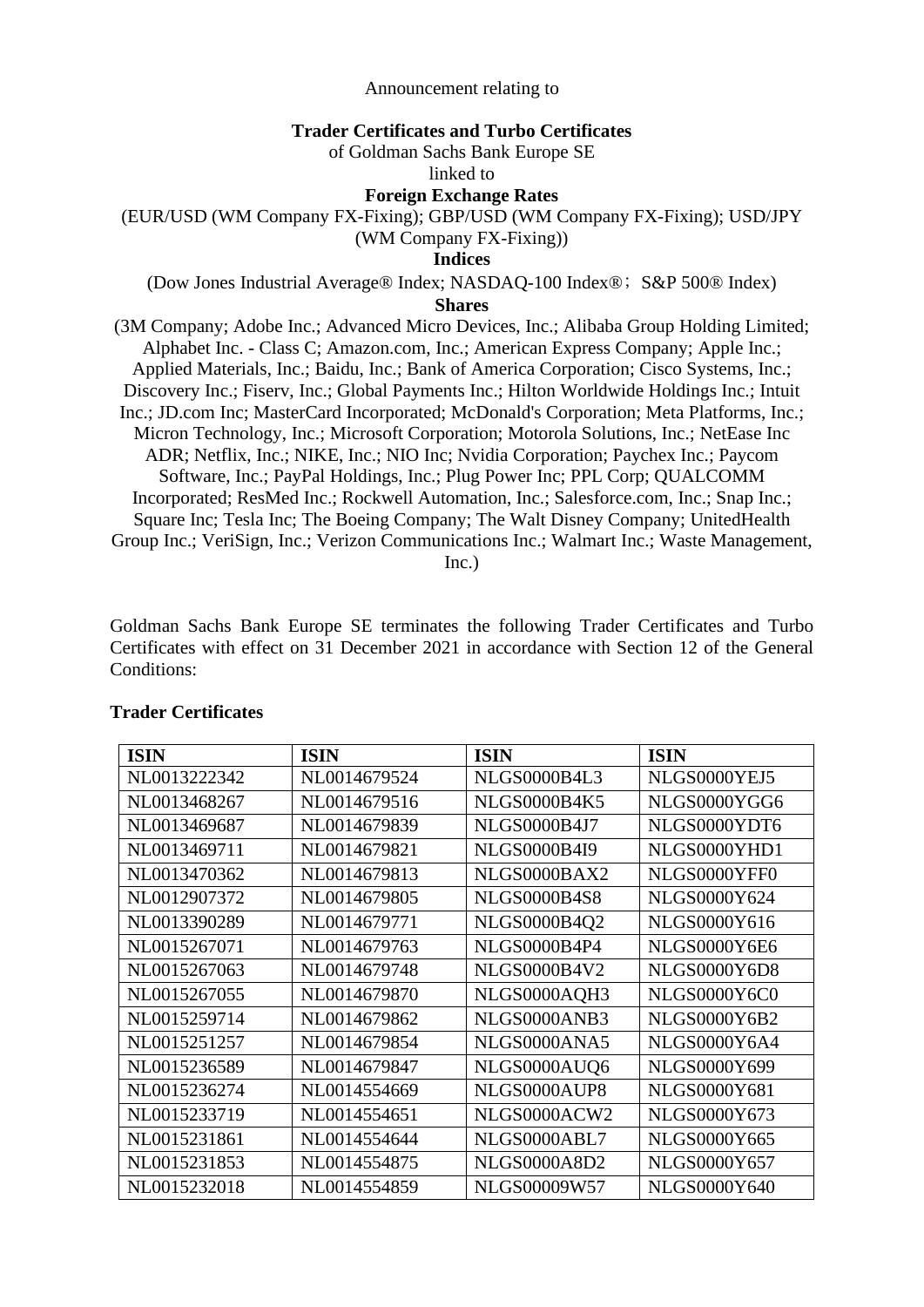Announcement relating to

**Trader Certificates and Turbo Certificates**

of Goldman Sachs Bank Europe SE

linked to

**Foreign Exchange Rates**

(EUR/USD (WM Company FX-Fixing); GBP/USD (WM Company FX-Fixing); USD/JPY (WM Company FX-Fixing))

**Indices**

(Dow Jones Industrial Average® Index; NASDAQ-100 Index®； S&P 500® Index)

**Shares**

(3M Company; Adobe Inc.; Advanced Micro Devices, Inc.; Alibaba Group Holding Limited; Alphabet Inc. - Class C; Amazon.com, Inc.; American Express Company; Apple Inc.; Applied Materials, Inc.; Baidu, Inc.; Bank of America Corporation; Cisco Systems, Inc.; Discovery Inc.; Fiserv, Inc.; Global Payments Inc.; Hilton Worldwide Holdings Inc.; Intuit Inc.; JD.com Inc; MasterCard Incorporated; McDonald's Corporation; Meta Platforms, Inc.; Micron Technology, Inc.; Microsoft Corporation; Motorola Solutions, Inc.; NetEase Inc ADR; Netflix, Inc.; NIKE, Inc.; NIO Inc; Nvidia Corporation; Paychex Inc.; Paycom Software, Inc.; PayPal Holdings, Inc.; Plug Power Inc; PPL Corp; QUALCOMM Incorporated; ResMed Inc.; Rockwell Automation, Inc.; Salesforce.com, Inc.; Snap Inc.; Square Inc; Tesla Inc; The Boeing Company; The Walt Disney Company; UnitedHealth Group Inc.; VeriSign, Inc.; Verizon Communications Inc.; Walmart Inc.; Waste Management, Inc.)

Goldman Sachs Bank Europe SE terminates the following Trader Certificates and Turbo Certificates with effect on 31 December 2021 in accordance with Section 12 of the General Conditions:

**Trader Certificates**

| ISIN | ISIN | ISIN | ISIN |
|---|---|---|---|
| NL0013222342 | NL0014679524 | NLGS0000B4L3 | NLGS0000YEJ5 |
| NL0013468267 | NL0014679516 | NLGS0000B4K5 | NLGS0000YGG6 |
| NL0013469687 | NL0014679839 | NLGS0000B4J7 | NLGS0000YDT6 |
| NL0013469711 | NL0014679821 | NLGS0000B4I9 | NLGS0000YHD1 |
| NL0013470362 | NL0014679813 | NLGS0000BAX2 | NLGS0000YFF0 |
| NL0012907372 | NL0014679805 | NLGS0000B4S8 | NLGS0000Y624 |
| NL0013390289 | NL0014679771 | NLGS0000B4Q2 | NLGS0000Y616 |
| NL0015267071 | NL0014679763 | NLGS0000B4P4 | NLGS0000Y6E6 |
| NL0015267063 | NL0014679748 | NLGS0000B4V2 | NLGS0000Y6D8 |
| NL0015267055 | NL0014679870 | NLGS0000AQH3 | NLGS0000Y6C0 |
| NL0015259714 | NL0014679862 | NLGS0000ANB3 | NLGS0000Y6B2 |
| NL0015251257 | NL0014679854 | NLGS0000ANA5 | NLGS0000Y6A4 |
| NL0015236589 | NL0014679847 | NLGS0000AUQ6 | NLGS0000Y699 |
| NL0015236274 | NL0014554669 | NLGS0000AUP8 | NLGS0000Y681 |
| NL0015233719 | NL0014554651 | NLGS0000ACW2 | NLGS0000Y673 |
| NL0015231861 | NL0014554644 | NLGS0000ABL7 | NLGS0000Y665 |
| NL0015231853 | NL0014554875 | NLGS0000A8D2 | NLGS0000Y657 |
| NL0015232018 | NL0014554859 | NLGS00009W57 | NLGS0000Y640 |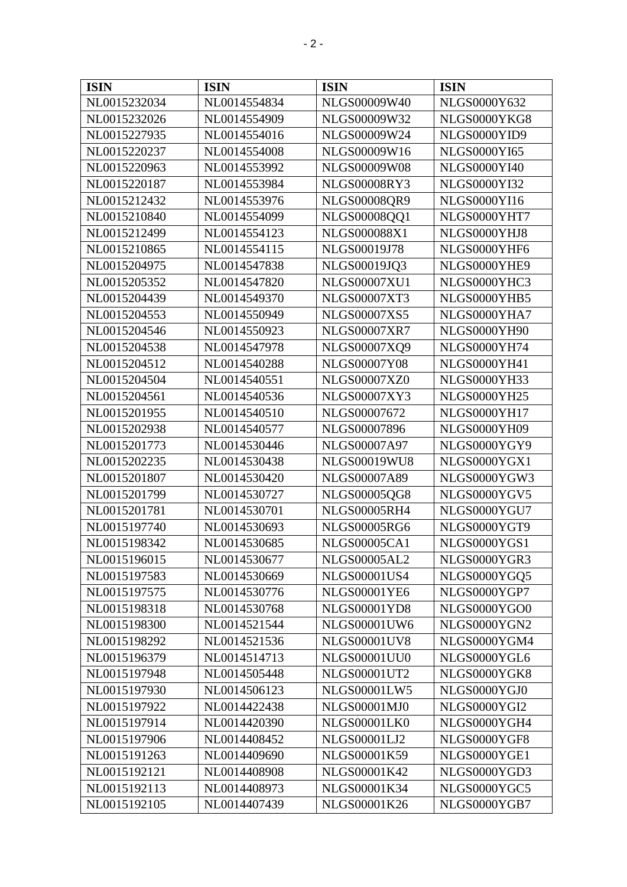| ISIN | ISIN | ISIN | ISIN |
|---|---|---|---|
| NL0015232034 | NL0014554834 | NLGS00009W40 | NLGS0000Y632 |
| NL0015232026 | NL0014554909 | NLGS00009W32 | NLGS0000YKG8 |
| NL0015227935 | NL0014554016 | NLGS00009W24 | NLGS0000YID9 |
| NL0015220237 | NL0014554008 | NLGS00009W16 | NLGS0000YI65 |
| NL0015220963 | NL0014553992 | NLGS00009W08 | NLGS0000YI40 |
| NL0015220187 | NL0014553984 | NLGS00008RY3 | NLGS0000YI32 |
| NL0015212432 | NL0014553976 | NLGS00008QR9 | NLGS0000YI16 |
| NL0015210840 | NL0014554099 | NLGS00008QQ1 | NLGS0000YHT7 |
| NL0015212499 | NL0014554123 | NLGS000088X1 | NLGS0000YHJ8 |
| NL0015210865 | NL0014554115 | NLGS00019J78 | NLGS0000YHF6 |
| NL0015204975 | NL0014547838 | NLGS00019JQ3 | NLGS0000YHE9 |
| NL0015205352 | NL0014547820 | NLGS00007XU1 | NLGS0000YHC3 |
| NL0015204439 | NL0014549370 | NLGS00007XT3 | NLGS0000YHB5 |
| NL0015204553 | NL0014550949 | NLGS00007XS5 | NLGS0000YHA7 |
| NL0015204546 | NL0014550923 | NLGS00007XR7 | NLGS0000YH90 |
| NL0015204538 | NL0014547978 | NLGS00007XQ9 | NLGS0000YH74 |
| NL0015204512 | NL0014540288 | NLGS00007Y08 | NLGS0000YH41 |
| NL0015204504 | NL0014540551 | NLGS00007XZ0 | NLGS0000YH33 |
| NL0015204561 | NL0014540536 | NLGS00007XY3 | NLGS0000YH25 |
| NL0015201955 | NL0014540510 | NLGS00007672 | NLGS0000YH17 |
| NL0015202938 | NL0014540577 | NLGS00007896 | NLGS0000YH09 |
| NL0015201773 | NL0014530446 | NLGS00007A97 | NLGS0000YGY9 |
| NL0015202235 | NL0014530438 | NLGS00019WU8 | NLGS0000YGX1 |
| NL0015201807 | NL0014530420 | NLGS00007A89 | NLGS0000YGW3 |
| NL0015201799 | NL0014530727 | NLGS00005QG8 | NLGS0000YGV5 |
| NL0015201781 | NL0014530701 | NLGS00005RH4 | NLGS0000YGU7 |
| NL0015197740 | NL0014530693 | NLGS00005RG6 | NLGS0000YGT9 |
| NL0015198342 | NL0014530685 | NLGS00005CA1 | NLGS0000YGS1 |
| NL0015196015 | NL0014530677 | NLGS00005AL2 | NLGS0000YGR3 |
| NL0015197583 | NL0014530669 | NLGS00001US4 | NLGS0000YGQ5 |
| NL0015197575 | NL0014530776 | NLGS00001YE6 | NLGS0000YGP7 |
| NL0015198318 | NL0014530768 | NLGS00001YD8 | NLGS0000YGO0 |
| NL0015198300 | NL0014521544 | NLGS00001UW6 | NLGS0000YGN2 |
| NL0015198292 | NL0014521536 | NLGS00001UV8 | NLGS0000YGM4 |
| NL0015196379 | NL0014514713 | NLGS00001UU0 | NLGS0000YGL6 |
| NL0015197948 | NL0014505448 | NLGS00001UT2 | NLGS0000YGK8 |
| NL0015197930 | NL0014506123 | NLGS00001LW5 | NLGS0000YGJ0 |
| NL0015197922 | NL0014422438 | NLGS00001MJ0 | NLGS0000YGI2 |
| NL0015197914 | NL0014420390 | NLGS00001LK0 | NLGS0000YGH4 |
| NL0015197906 | NL0014408452 | NLGS00001LJ2 | NLGS0000YGF8 |
| NL0015191263 | NL0014409690 | NLGS00001K59 | NLGS0000YGE1 |
| NL0015192121 | NL0014408908 | NLGS00001K42 | NLGS0000YGD3 |
| NL0015192113 | NL0014408973 | NLGS00001K34 | NLGS0000YGC5 |
| NL0015192105 | NL0014407439 | NLGS00001K26 | NLGS0000YGB7 |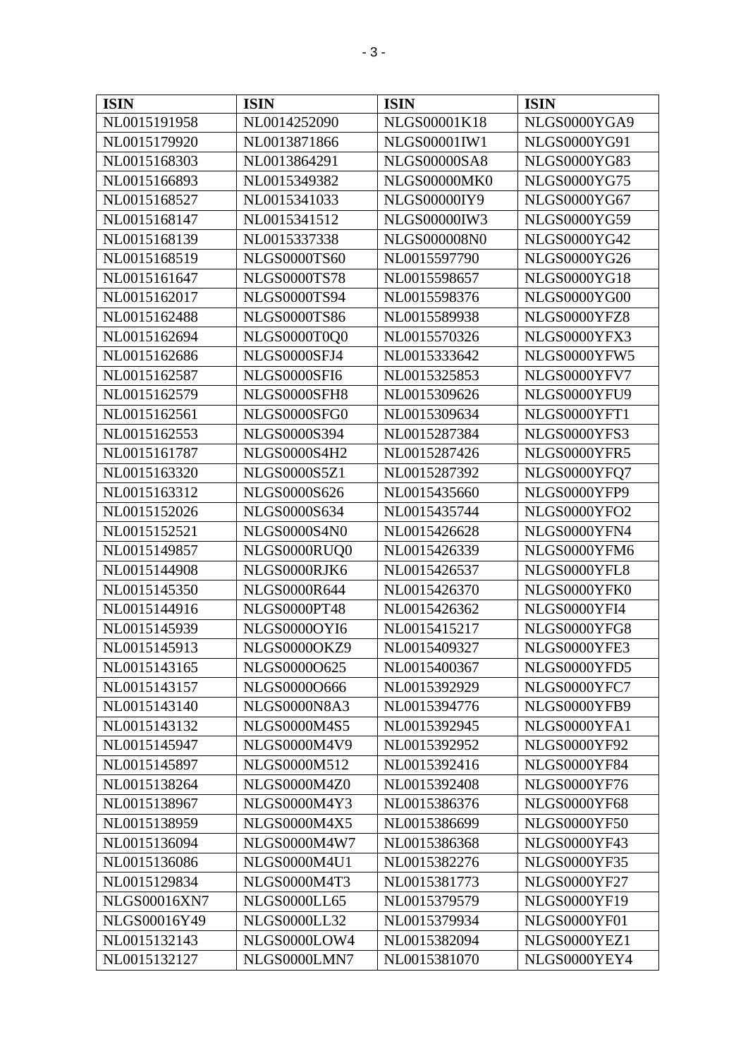| ISIN | ISIN | ISIN | ISIN |
|---|---|---|---|
| NL0015191958 | NL0014252090 | NLGS00001K18 | NLGS0000YGA9 |
| NL0015179920 | NL0013871866 | NLGS00001IW1 | NLGS0000YG91 |
| NL0015168303 | NL0013864291 | NLGS00000SA8 | NLGS0000YG83 |
| NL0015166893 | NL0015349382 | NLGS00000MK0 | NLGS0000YG75 |
| NL0015168527 | NL0015341033 | NLGS00000IY9 | NLGS0000YG67 |
| NL0015168147 | NL0015341512 | NLGS00000IW3 | NLGS0000YG59 |
| NL0015168139 | NL0015337338 | NLGS000008N0 | NLGS0000YG42 |
| NL0015168519 | NLGS0000TS60 | NL0015597790 | NLGS0000YG26 |
| NL0015161647 | NLGS0000TS78 | NL0015598657 | NLGS0000YG18 |
| NL0015162017 | NLGS0000TS94 | NL0015598376 | NLGS0000YG00 |
| NL0015162488 | NLGS0000TS86 | NL0015589938 | NLGS0000YFZ8 |
| NL0015162694 | NLGS0000T0Q0 | NL0015570326 | NLGS0000YFX3 |
| NL0015162686 | NLGS0000SFJ4 | NL0015333642 | NLGS0000YFW5 |
| NL0015162587 | NLGS0000SFI6 | NL0015325853 | NLGS0000YFV7 |
| NL0015162579 | NLGS0000SFH8 | NL0015309626 | NLGS0000YFU9 |
| NL0015162561 | NLGS0000SFG0 | NL0015309634 | NLGS0000YFT1 |
| NL0015162553 | NLGS0000S394 | NL0015287384 | NLGS0000YFS3 |
| NL0015161787 | NLGS0000S4H2 | NL0015287426 | NLGS0000YFR5 |
| NL0015163320 | NLGS0000S5Z1 | NL0015287392 | NLGS0000YFQ7 |
| NL0015163312 | NLGS0000S626 | NL0015435660 | NLGS0000YFP9 |
| NL0015152026 | NLGS0000S634 | NL0015435744 | NLGS0000YFO2 |
| NL0015152521 | NLGS0000S4N0 | NL0015426628 | NLGS0000YFN4 |
| NL0015149857 | NLGS0000RUQ0 | NL0015426339 | NLGS0000YFM6 |
| NL0015144908 | NLGS0000RJK6 | NL0015426537 | NLGS0000YFL8 |
| NL0015145350 | NLGS0000R644 | NL0015426370 | NLGS0000YFK0 |
| NL0015144916 | NLGS0000PT48 | NL0015426362 | NLGS0000YFI4 |
| NL0015145939 | NLGS0000OYI6 | NL0015415217 | NLGS0000YFG8 |
| NL0015145913 | NLGS0000OKZ9 | NL0015409327 | NLGS0000YFE3 |
| NL0015143165 | NLGS0000O625 | NL0015400367 | NLGS0000YFD5 |
| NL0015143157 | NLGS0000O666 | NL0015392929 | NLGS0000YFC7 |
| NL0015143140 | NLGS0000N8A3 | NL0015394776 | NLGS0000YFB9 |
| NL0015143132 | NLGS0000M4S5 | NL0015392945 | NLGS0000YFA1 |
| NL0015145947 | NLGS0000M4V9 | NL0015392952 | NLGS0000YF92 |
| NL0015145897 | NLGS0000M512 | NL0015392416 | NLGS0000YF84 |
| NL0015138264 | NLGS0000M4Z0 | NL0015392408 | NLGS0000YF76 |
| NL0015138967 | NLGS0000M4Y3 | NL0015386376 | NLGS0000YF68 |
| NL0015138959 | NLGS0000M4X5 | NL0015386699 | NLGS0000YF50 |
| NL0015136094 | NLGS0000M4W7 | NL0015386368 | NLGS0000YF43 |
| NL0015136086 | NLGS0000M4U1 | NL0015382276 | NLGS0000YF35 |
| NL0015129834 | NLGS0000M4T3 | NL0015381773 | NLGS0000YF27 |
| NLGS00016XN7 | NLGS0000LL65 | NL0015379579 | NLGS0000YF19 |
| NLGS00016Y49 | NLGS0000LL32 | NL0015379934 | NLGS0000YF01 |
| NL0015132143 | NLGS0000LOW4 | NL0015382094 | NLGS0000YEZ1 |
| NL0015132127 | NLGS0000LMN7 | NL0015381070 | NLGS0000YEY4 |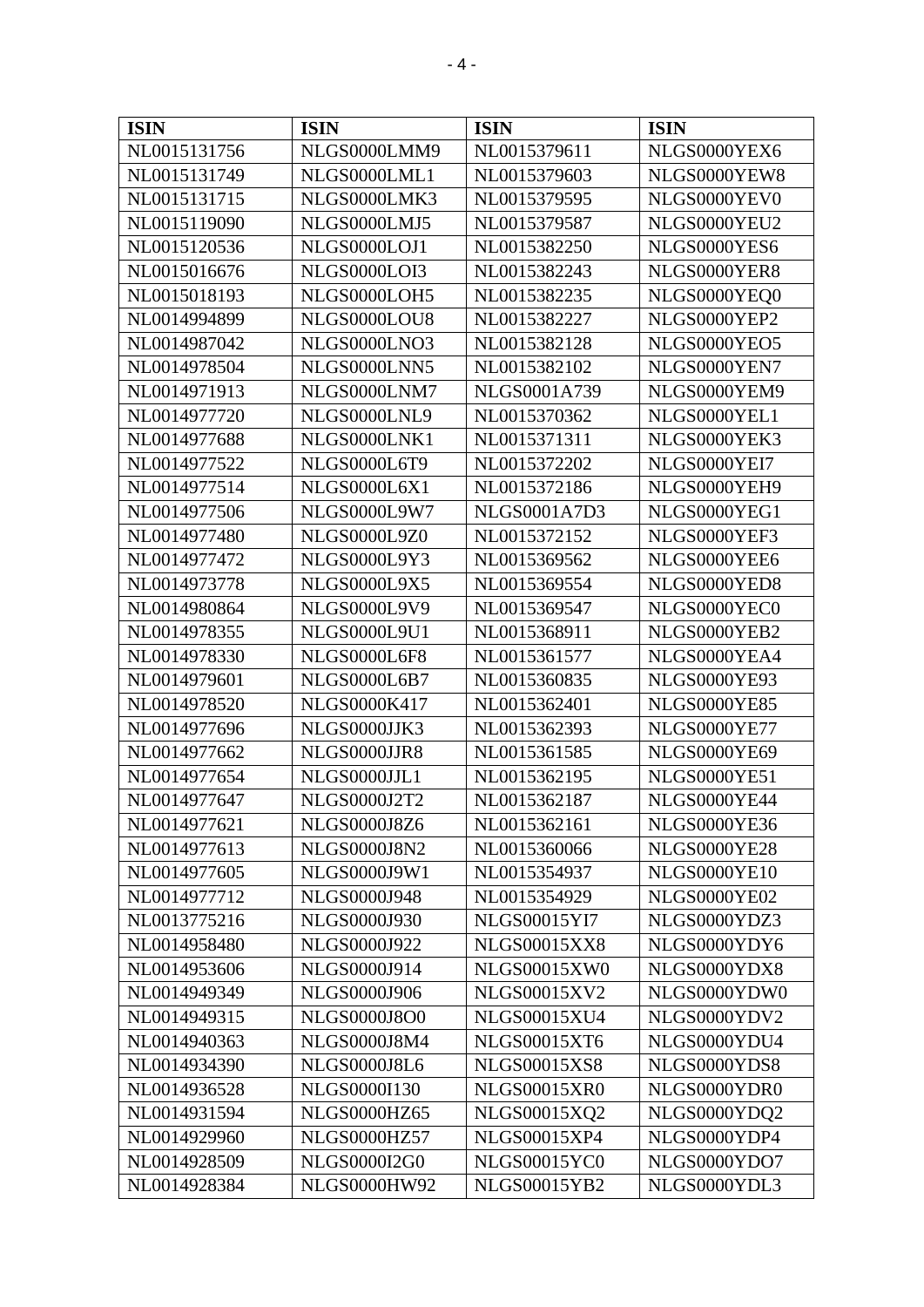| ISIN | ISIN | ISIN | ISIN |
| --- | --- | --- | --- |
| NL0015131756 | NLGS0000LMM9 | NL0015379611 | NLGS0000YEX6 |
| NL0015131749 | NLGS0000LML1 | NL0015379603 | NLGS0000YEW8 |
| NL0015131715 | NLGS0000LMK3 | NL0015379595 | NLGS0000YEV0 |
| NL0015119090 | NLGS0000LMJ5 | NL0015379587 | NLGS0000YEU2 |
| NL0015120536 | NLGS0000LOJ1 | NL0015382250 | NLGS0000YES6 |
| NL0015016676 | NLGS0000LOI3 | NL0015382243 | NLGS0000YER8 |
| NL0015018193 | NLGS0000LOH5 | NL0015382235 | NLGS0000YEQ0 |
| NL0014994899 | NLGS0000LOU8 | NL0015382227 | NLGS0000YEP2 |
| NL0014987042 | NLGS0000LNO3 | NL0015382128 | NLGS0000YEO5 |
| NL0014978504 | NLGS0000LNN5 | NL0015382102 | NLGS0000YEN7 |
| NL0014971913 | NLGS0000LNM7 | NLGS0001A739 | NLGS0000YEM9 |
| NL0014977720 | NLGS0000LNL9 | NL0015370362 | NLGS0000YEL1 |
| NL0014977688 | NLGS0000LNK1 | NL0015371311 | NLGS0000YEK3 |
| NL0014977522 | NLGS0000L6T9 | NL0015372202 | NLGS0000YEI7 |
| NL0014977514 | NLGS0000L6X1 | NL0015372186 | NLGS0000YEH9 |
| NL0014977506 | NLGS0000L9W7 | NLGS0001A7D3 | NLGS0000YEG1 |
| NL0014977480 | NLGS0000L9Z0 | NL0015372152 | NLGS0000YEF3 |
| NL0014977472 | NLGS0000L9Y3 | NL0015369562 | NLGS0000YEE6 |
| NL0014973778 | NLGS0000L9X5 | NL0015369554 | NLGS0000YED8 |
| NL0014980864 | NLGS0000L9V9 | NL0015369547 | NLGS0000YEC0 |
| NL0014978355 | NLGS0000L9U1 | NL0015368911 | NLGS0000YEB2 |
| NL0014978330 | NLGS0000L6F8 | NL0015361577 | NLGS0000YEA4 |
| NL0014979601 | NLGS0000L6B7 | NL0015360835 | NLGS0000YE93 |
| NL0014978520 | NLGS0000K417 | NL0015362401 | NLGS0000YE85 |
| NL0014977696 | NLGS0000JJK3 | NL0015362393 | NLGS0000YE77 |
| NL0014977662 | NLGS0000JJR8 | NL0015361585 | NLGS0000YE69 |
| NL0014977654 | NLGS0000JJL1 | NL0015362195 | NLGS0000YE51 |
| NL0014977647 | NLGS0000J2T2 | NL0015362187 | NLGS0000YE44 |
| NL0014977621 | NLGS0000J8Z6 | NL0015362161 | NLGS0000YE36 |
| NL0014977613 | NLGS0000J8N2 | NL0015360066 | NLGS0000YE28 |
| NL0014977605 | NLGS0000J9W1 | NL0015354937 | NLGS0000YE10 |
| NL0014977712 | NLGS0000J948 | NL0015354929 | NLGS0000YE02 |
| NL0013775216 | NLGS0000J930 | NLGS00015YI7 | NLGS0000YDZ3 |
| NL0014958480 | NLGS0000J922 | NLGS00015XX8 | NLGS0000YDY6 |
| NL0014953606 | NLGS0000J914 | NLGS00015XW0 | NLGS0000YDX8 |
| NL0014949349 | NLGS0000J906 | NLGS00015XV2 | NLGS0000YDW0 |
| NL0014949315 | NLGS0000J8O0 | NLGS00015XU4 | NLGS0000YDV2 |
| NL0014940363 | NLGS0000J8M4 | NLGS00015XT6 | NLGS0000YDU4 |
| NL0014934390 | NLGS0000J8L6 | NLGS00015XS8 | NLGS0000YDS8 |
| NL0014936528 | NLGS0000I130 | NLGS00015XR0 | NLGS0000YDR0 |
| NL0014931594 | NLGS0000HZ65 | NLGS00015XQ2 | NLGS0000YDQ2 |
| NL0014929960 | NLGS0000HZ57 | NLGS00015XP4 | NLGS0000YDP4 |
| NL0014928509 | NLGS0000I2G0 | NLGS00015YC0 | NLGS0000YDO7 |
| NL0014928384 | NLGS0000HW92 | NLGS00015YB2 | NLGS0000YDL3 |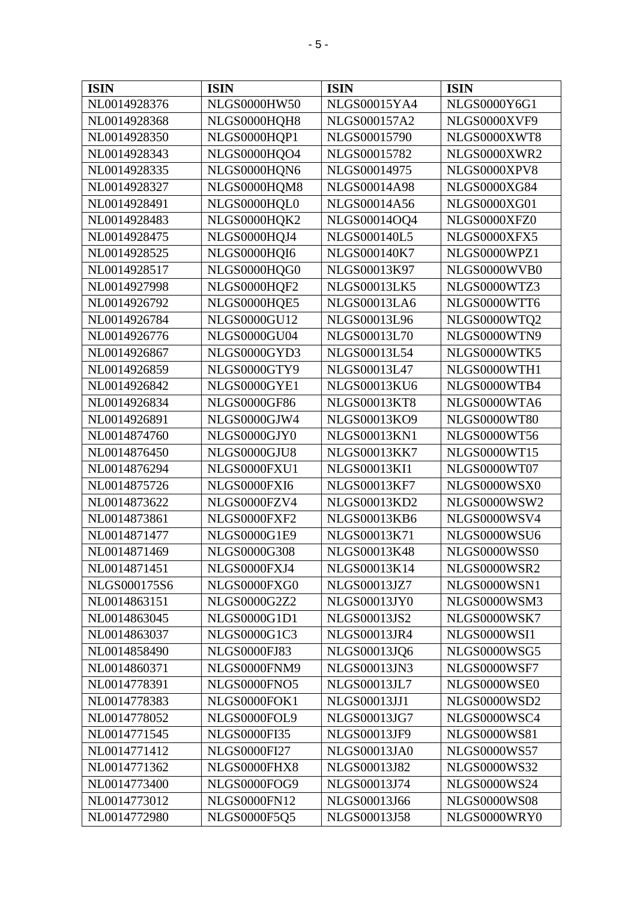| ISIN | ISIN | ISIN | ISIN |
|---|---|---|---|
| NL0014928376 | NLGS0000HW50 | NLGS00015YA4 | NLGS0000Y6G1 |
| NL0014928368 | NLGS0000HQH8 | NLGS000157A2 | NLGS0000XVF9 |
| NL0014928350 | NLGS0000HQP1 | NLGS00015790 | NLGS0000XWT8 |
| NL0014928343 | NLGS0000HQO4 | NLGS00015782 | NLGS0000XWR2 |
| NL0014928335 | NLGS0000HQN6 | NLGS00014975 | NLGS0000XPV8 |
| NL0014928327 | NLGS0000HQM8 | NLGS00014A98 | NLGS0000XG84 |
| NL0014928491 | NLGS0000HQL0 | NLGS00014A56 | NLGS0000XG01 |
| NL0014928483 | NLGS0000HQK2 | NLGS00014OQ4 | NLGS0000XFZ0 |
| NL0014928475 | NLGS0000HQJ4 | NLGS000140L5 | NLGS0000XFX5 |
| NL0014928525 | NLGS0000HQI6 | NLGS000140K7 | NLGS0000WPZ1 |
| NL0014928517 | NLGS0000HQG0 | NLGS00013K97 | NLGS0000WVB0 |
| NL0014927998 | NLGS0000HQF2 | NLGS00013LK5 | NLGS0000WTZ3 |
| NL0014926792 | NLGS0000HQE5 | NLGS00013LA6 | NLGS0000WTT6 |
| NL0014926784 | NLGS0000GU12 | NLGS00013L96 | NLGS0000WTQ2 |
| NL0014926776 | NLGS0000GU04 | NLGS00013L70 | NLGS0000WTN9 |
| NL0014926867 | NLGS0000GYD3 | NLGS00013L54 | NLGS0000WTK5 |
| NL0014926859 | NLGS0000GTY9 | NLGS00013L47 | NLGS0000WTH1 |
| NL0014926842 | NLGS0000GYE1 | NLGS00013KU6 | NLGS0000WTB4 |
| NL0014926834 | NLGS0000GF86 | NLGS00013KT8 | NLGS0000WTA6 |
| NL0014926891 | NLGS0000GJW4 | NLGS00013KO9 | NLGS0000WT80 |
| NL0014874760 | NLGS0000GJY0 | NLGS00013KN1 | NLGS0000WT56 |
| NL0014876450 | NLGS0000GJU8 | NLGS00013KK7 | NLGS0000WT15 |
| NL0014876294 | NLGS0000FXU1 | NLGS00013KI1 | NLGS0000WT07 |
| NL0014875726 | NLGS0000FXI6 | NLGS00013KF7 | NLGS0000WSX0 |
| NL0014873622 | NLGS0000FZV4 | NLGS00013KD2 | NLGS0000WSW2 |
| NL0014873861 | NLGS0000FXF2 | NLGS00013KB6 | NLGS0000WSV4 |
| NL0014871477 | NLGS0000G1E9 | NLGS00013K71 | NLGS0000WSU6 |
| NL0014871469 | NLGS0000G308 | NLGS00013K48 | NLGS0000WSS0 |
| NL0014871451 | NLGS0000FXJ4 | NLGS00013K14 | NLGS0000WSR2 |
| NLGS000175S6 | NLGS0000FXG0 | NLGS00013JZ7 | NLGS0000WSN1 |
| NL0014863151 | NLGS0000G2Z2 | NLGS00013JY0 | NLGS0000WSM3 |
| NL0014863045 | NLGS0000G1D1 | NLGS00013JS2 | NLGS0000WSK7 |
| NL0014863037 | NLGS0000G1C3 | NLGS00013JR4 | NLGS0000WSI1 |
| NL0014858490 | NLGS0000FJ83 | NLGS00013JQ6 | NLGS0000WSG5 |
| NL0014860371 | NLGS0000FNM9 | NLGS00013JN3 | NLGS0000WSF7 |
| NL0014778391 | NLGS0000FNO5 | NLGS00013JL7 | NLGS0000WSE0 |
| NL0014778383 | NLGS0000FOK1 | NLGS00013JJ1 | NLGS0000WSD2 |
| NL0014778052 | NLGS0000FOL9 | NLGS00013JG7 | NLGS0000WSC4 |
| NL0014771545 | NLGS0000FI35 | NLGS00013JF9 | NLGS0000WS81 |
| NL0014771412 | NLGS0000FI27 | NLGS00013JA0 | NLGS0000WS57 |
| NL0014771362 | NLGS0000FHX8 | NLGS00013J82 | NLGS0000WS32 |
| NL0014773400 | NLGS0000FOG9 | NLGS00013J74 | NLGS0000WS24 |
| NL0014773012 | NLGS0000FN12 | NLGS00013J66 | NLGS0000WS08 |
| NL0014772980 | NLGS0000F5Q5 | NLGS00013J58 | NLGS0000WRY0 |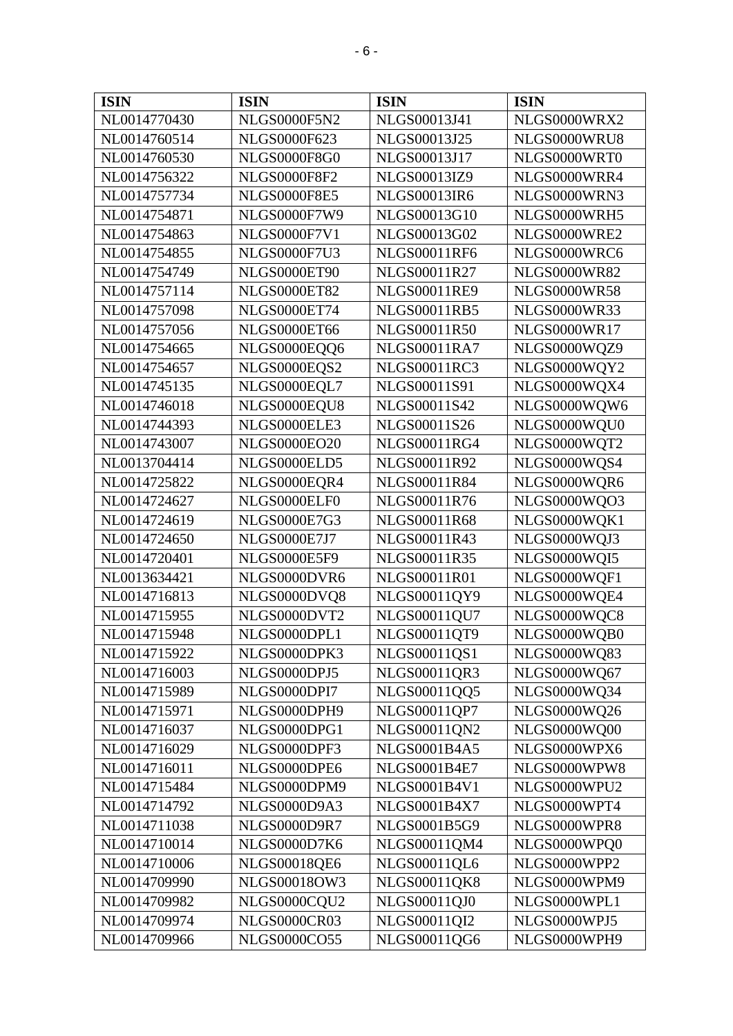| ISIN | ISIN | ISIN | ISIN |
|---|---|---|---|
| NL0014770430 | NLGS0000F5N2 | NLGS00013J41 | NLGS0000WRX2 |
| NL0014760514 | NLGS0000F623 | NLGS00013J25 | NLGS0000WRU8 |
| NL0014760530 | NLGS0000F8G0 | NLGS00013J17 | NLGS0000WRT0 |
| NL0014756322 | NLGS0000F8F2 | NLGS00013IZ9 | NLGS0000WRR4 |
| NL0014757734 | NLGS0000F8E5 | NLGS00013IR6 | NLGS0000WRN3 |
| NL0014754871 | NLGS0000F7W9 | NLGS00013G10 | NLGS0000WRH5 |
| NL0014754863 | NLGS0000F7V1 | NLGS00013G02 | NLGS0000WRE2 |
| NL0014754855 | NLGS0000F7U3 | NLGS00011RF6 | NLGS0000WRC6 |
| NL0014754749 | NLGS0000ET90 | NLGS00011R27 | NLGS0000WR82 |
| NL0014757114 | NLGS0000ET82 | NLGS00011RE9 | NLGS0000WR58 |
| NL0014757098 | NLGS0000ET74 | NLGS00011RB5 | NLGS0000WR33 |
| NL0014757056 | NLGS0000ET66 | NLGS00011R50 | NLGS0000WR17 |
| NL0014754665 | NLGS0000EQQ6 | NLGS00011RA7 | NLGS0000WQZ9 |
| NL0014754657 | NLGS0000EQS2 | NLGS00011RC3 | NLGS0000WQY2 |
| NL0014745135 | NLGS0000EQL7 | NLGS00011S91 | NLGS0000WQX4 |
| NL0014746018 | NLGS0000EQU8 | NLGS00011S42 | NLGS0000WQW6 |
| NL0014744393 | NLGS0000ELE3 | NLGS00011S26 | NLGS0000WQU0 |
| NL0014743007 | NLGS0000EO20 | NLGS00011RG4 | NLGS0000WQT2 |
| NL0013704414 | NLGS0000ELD5 | NLGS00011R92 | NLGS0000WQS4 |
| NL0014725822 | NLGS0000EQR4 | NLGS00011R84 | NLGS0000WQR6 |
| NL0014724627 | NLGS0000ELF0 | NLGS00011R76 | NLGS0000WQO3 |
| NL0014724619 | NLGS0000E7G3 | NLGS00011R68 | NLGS0000WQK1 |
| NL0014724650 | NLGS0000E7J7 | NLGS00011R43 | NLGS0000WQJ3 |
| NL0014720401 | NLGS0000E5F9 | NLGS00011R35 | NLGS0000WQI5 |
| NL0013634421 | NLGS0000DVR6 | NLGS00011R01 | NLGS0000WQF1 |
| NL0014716813 | NLGS0000DVQ8 | NLGS00011QY9 | NLGS0000WQE4 |
| NL0014715955 | NLGS0000DVT2 | NLGS00011QU7 | NLGS0000WQC8 |
| NL0014715948 | NLGS0000DPL1 | NLGS00011QT9 | NLGS0000WQB0 |
| NL0014715922 | NLGS0000DPK3 | NLGS00011QS1 | NLGS0000WQ83 |
| NL0014716003 | NLGS0000DPJ5 | NLGS00011QR3 | NLGS0000WQ67 |
| NL0014715989 | NLGS0000DPI7 | NLGS00011QQ5 | NLGS0000WQ34 |
| NL0014715971 | NLGS0000DPH9 | NLGS00011QP7 | NLGS0000WQ26 |
| NL0014716037 | NLGS0000DPG1 | NLGS00011QN2 | NLGS0000WQ00 |
| NL0014716029 | NLGS0000DPF3 | NLGS0001B4A5 | NLGS0000WPX6 |
| NL0014716011 | NLGS0000DPE6 | NLGS0001B4E7 | NLGS0000WPW8 |
| NL0014715484 | NLGS0000DPM9 | NLGS0001B4V1 | NLGS0000WPU2 |
| NL0014714792 | NLGS0000D9A3 | NLGS0001B4X7 | NLGS0000WPT4 |
| NL0014711038 | NLGS0000D9R7 | NLGS0001B5G9 | NLGS0000WPR8 |
| NL0014710014 | NLGS0000D7K6 | NLGS00011QM4 | NLGS0000WPQ0 |
| NL0014710006 | NLGS00018QE6 | NLGS00011QL6 | NLGS0000WPP2 |
| NL0014709990 | NLGS00018OW3 | NLGS00011QK8 | NLGS0000WPM9 |
| NL0014709982 | NLGS0000CQU2 | NLGS00011QJ0 | NLGS0000WPL1 |
| NL0014709974 | NLGS0000CR03 | NLGS00011QI2 | NLGS0000WPJ5 |
| NL0014709966 | NLGS0000CO55 | NLGS00011QG6 | NLGS0000WPH9 |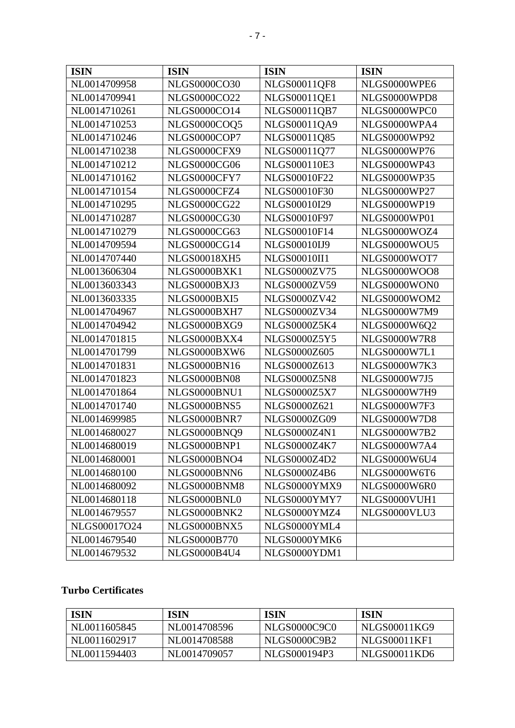| ISIN | ISIN | ISIN | ISIN |
| --- | --- | --- | --- |
| NL0014709958 | NLGS0000CO30 | NLGS00011QF8 | NLGS0000WPE6 |
| NL0014709941 | NLGS0000CO22 | NLGS00011QE1 | NLGS0000WPD8 |
| NL0014710261 | NLGS0000CO14 | NLGS00011QB7 | NLGS0000WPC0 |
| NL0014710253 | NLGS0000COQ5 | NLGS00011QA9 | NLGS0000WPA4 |
| NL0014710246 | NLGS0000COP7 | NLGS00011Q85 | NLGS0000WP92 |
| NL0014710238 | NLGS0000CFX9 | NLGS00011Q77 | NLGS0000WP76 |
| NL0014710212 | NLGS0000CG06 | NLGS000110E3 | NLGS0000WP43 |
| NL0014710162 | NLGS0000CFY7 | NLGS00010F22 | NLGS0000WP35 |
| NL0014710154 | NLGS0000CFZ4 | NLGS00010F30 | NLGS0000WP27 |
| NL0014710295 | NLGS0000CG22 | NLGS00010I29 | NLGS0000WP19 |
| NL0014710287 | NLGS0000CG30 | NLGS00010F97 | NLGS0000WP01 |
| NL0014710279 | NLGS0000CG63 | NLGS00010F14 | NLGS0000WOZ4 |
| NL0014709594 | NLGS0000CG14 | NLGS00010IJ9 | NLGS0000WOU5 |
| NL0014707440 | NLGS00018XH5 | NLGS00010II1 | NLGS0000WOT7 |
| NL0013606304 | NLGS0000BXK1 | NLGS0000ZV75 | NLGS0000WOO8 |
| NL0013603343 | NLGS0000BXJ3 | NLGS0000ZV59 | NLGS0000WON0 |
| NL0013603335 | NLGS0000BXI5 | NLGS0000ZV42 | NLGS0000WOM2 |
| NL0014704967 | NLGS0000BXH7 | NLGS0000ZV34 | NLGS0000W7M9 |
| NL0014704942 | NLGS0000BXG9 | NLGS0000Z5K4 | NLGS0000W6Q2 |
| NL0014701815 | NLGS0000BXX4 | NLGS0000Z5Y5 | NLGS0000W7R8 |
| NL0014701799 | NLGS0000BXW6 | NLGS0000Z605 | NLGS0000W7L1 |
| NL0014701831 | NLGS0000BN16 | NLGS0000Z613 | NLGS0000W7K3 |
| NL0014701823 | NLGS0000BN08 | NLGS0000Z5N8 | NLGS0000W7J5 |
| NL0014701864 | NLGS0000BNU1 | NLGS0000Z5X7 | NLGS0000W7H9 |
| NL0014701740 | NLGS0000BNS5 | NLGS0000Z621 | NLGS0000W7F3 |
| NL0014699985 | NLGS0000BNR7 | NLGS0000ZG09 | NLGS0000W7D8 |
| NL0014680027 | NLGS0000BNQ9 | NLGS0000Z4N1 | NLGS0000W7B2 |
| NL0014680019 | NLGS0000BNP1 | NLGS0000Z4K7 | NLGS0000W7A4 |
| NL0014680001 | NLGS0000BNO4 | NLGS0000Z4D2 | NLGS0000W6U4 |
| NL0014680100 | NLGS0000BNN6 | NLGS0000Z4B6 | NLGS0000W6T6 |
| NL0014680092 | NLGS0000BNM8 | NLGS0000YMX9 | NLGS0000W6R0 |
| NL0014680118 | NLGS0000BNL0 | NLGS0000YMY7 | NLGS0000VUH1 |
| NL0014679557 | NLGS0000BNK2 | NLGS0000YMZ4 | NLGS0000VLU3 |
| NLGS00017O24 | NLGS0000BNX5 | NLGS0000YML4 | |
| NL0014679540 | NLGS0000B770 | NLGS0000YMK6 | |
| NL0014679532 | NLGS0000B4U4 | NLGS0000YDM1 | |

**Turbo Certificates**

| ISIN | ISIN | ISIN | ISIN |
| --- | --- | --- | --- |
| NL0011605845 | NL0014708596 | NLGS0000C9C0 | NLGS00011KG9 |
| NL0011602917 | NL0014708588 | NLGS0000C9B2 | NLGS00011KF1 |
| NL0011594403 | NL0014709057 | NLGS000194P3 | NLGS00011KD6 |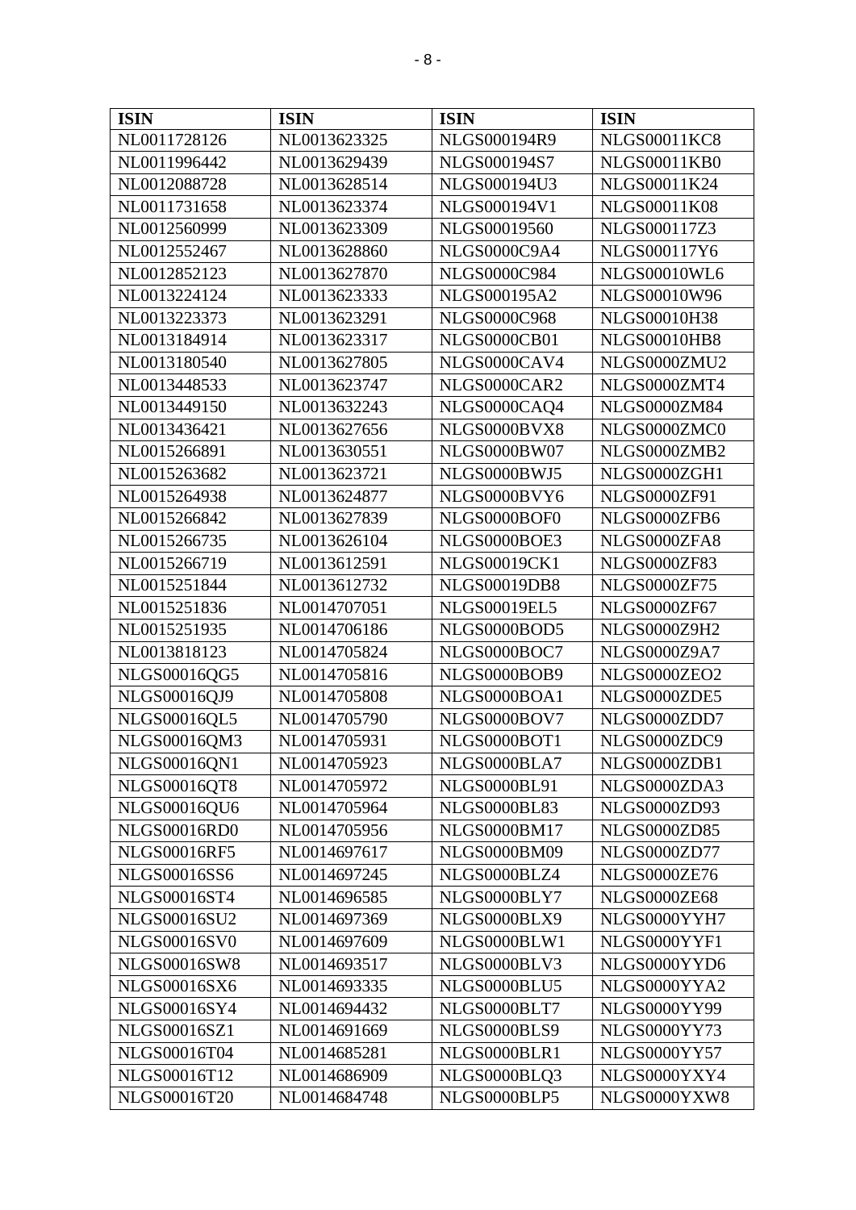| ISIN | ISIN | ISIN | ISIN |
|---|---|---|---|
| NL0011728126 | NL0013623325 | NLGS000194R9 | NLGS00011KC8 |
| NL0011996442 | NL0013629439 | NLGS000194S7 | NLGS00011KB0 |
| NL0012088728 | NL0013628514 | NLGS000194U3 | NLGS00011K24 |
| NL0011731658 | NL0013623374 | NLGS000194V1 | NLGS00011K08 |
| NL0012560999 | NL0013623309 | NLGS00019560 | NLGS000117Z3 |
| NL0012552467 | NL0013628860 | NLGS0000C9A4 | NLGS000117Y6 |
| NL0012852123 | NL0013627870 | NLGS0000C984 | NLGS00010WL6 |
| NL0013224124 | NL0013623333 | NLGS000195A2 | NLGS00010W96 |
| NL0013223373 | NL0013623291 | NLGS0000C968 | NLGS00010H38 |
| NL0013184914 | NL0013623317 | NLGS0000CB01 | NLGS00010HB8 |
| NL0013180540 | NL0013627805 | NLGS0000CAV4 | NLGS0000ZMU2 |
| NL0013448533 | NL0013623747 | NLGS0000CAR2 | NLGS0000ZMT4 |
| NL0013449150 | NL0013632243 | NLGS0000CAQ4 | NLGS0000ZM84 |
| NL0013436421 | NL0013627656 | NLGS0000BVX8 | NLGS0000ZMC0 |
| NL0015266891 | NL0013630551 | NLGS0000BW07 | NLGS0000ZMB2 |
| NL0015263682 | NL0013623721 | NLGS0000BWJ5 | NLGS0000ZGH1 |
| NL0015264938 | NL0013624877 | NLGS0000BVY6 | NLGS0000ZF91 |
| NL0015266842 | NL0013627839 | NLGS0000BOF0 | NLGS0000ZFB6 |
| NL0015266735 | NL0013626104 | NLGS0000BOE3 | NLGS0000ZFA8 |
| NL0015266719 | NL0013612591 | NLGS00019CK1 | NLGS0000ZF83 |
| NL0015251844 | NL0013612732 | NLGS00019DB8 | NLGS0000ZF75 |
| NL0015251836 | NL0014707051 | NLGS00019EL5 | NLGS0000ZF67 |
| NL0015251935 | NL0014706186 | NLGS0000BOD5 | NLGS0000Z9H2 |
| NL0013818123 | NL0014705824 | NLGS0000BOC7 | NLGS0000Z9A7 |
| NLGS00016QG5 | NL0014705816 | NLGS0000BOB9 | NLGS0000ZEO2 |
| NLGS00016QJ9 | NL0014705808 | NLGS0000BOA1 | NLGS0000ZDE5 |
| NLGS00016QL5 | NL0014705790 | NLGS0000BOV7 | NLGS0000ZDD7 |
| NLGS00016QM3 | NL0014705931 | NLGS0000BOT1 | NLGS0000ZDC9 |
| NLGS00016QN1 | NL0014705923 | NLGS0000BLA7 | NLGS0000ZDB1 |
| NLGS00016QT8 | NL0014705972 | NLGS0000BL91 | NLGS0000ZDA3 |
| NLGS00016QU6 | NL0014705964 | NLGS0000BL83 | NLGS0000ZD93 |
| NLGS00016RD0 | NL0014705956 | NLGS0000BM17 | NLGS0000ZD85 |
| NLGS00016RF5 | NL0014697617 | NLGS0000BM09 | NLGS0000ZD77 |
| NLGS00016SS6 | NL0014697245 | NLGS0000BLZ4 | NLGS0000ZE76 |
| NLGS00016ST4 | NL0014696585 | NLGS0000BLY7 | NLGS0000ZE68 |
| NLGS00016SU2 | NL0014697369 | NLGS0000BLX9 | NLGS0000YYH7 |
| NLGS00016SV0 | NL0014697609 | NLGS0000BLW1 | NLGS0000YYF1 |
| NLGS00016SW8 | NL0014693517 | NLGS0000BLV3 | NLGS0000YYD6 |
| NLGS00016SX6 | NL0014693335 | NLGS0000BLU5 | NLGS0000YYA2 |
| NLGS00016SY4 | NL0014694432 | NLGS0000BLT7 | NLGS0000YY99 |
| NLGS00016SZ1 | NL0014691669 | NLGS0000BLS9 | NLGS0000YY73 |
| NLGS00016T04 | NL0014685281 | NLGS0000BLR1 | NLGS0000YY57 |
| NLGS00016T12 | NL0014686909 | NLGS0000BLQ3 | NLGS0000YXY4 |
| NLGS00016T20 | NL0014684748 | NLGS0000BLP5 | NLGS0000YXW8 |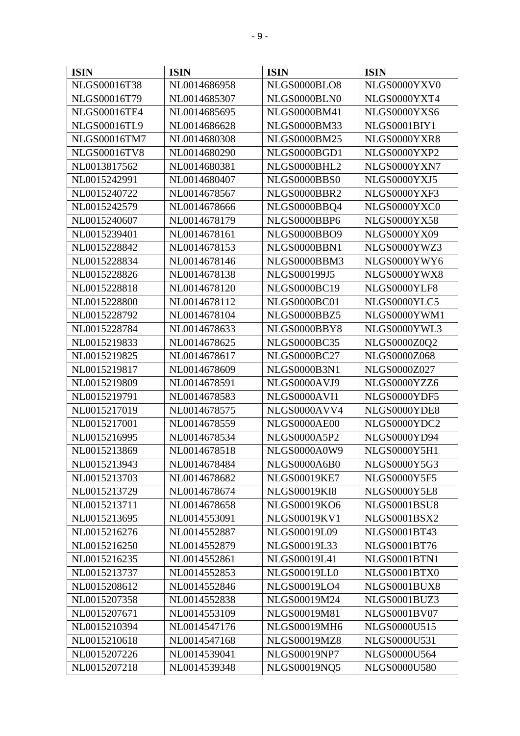| ISIN | ISIN | ISIN | ISIN |
|---|---|---|---|
| NLGS00016T38 | NL0014686958 | NLGS0000BLO8 | NLGS0000YXV0 |
| NLGS00016T79 | NL0014685307 | NLGS0000BLN0 | NLGS0000YXT4 |
| NLGS00016TE4 | NL0014685695 | NLGS0000BM41 | NLGS0000YXS6 |
| NLGS00016TL9 | NL0014686628 | NLGS0000BM33 | NLGS0001BIY1 |
| NLGS00016TM7 | NL0014680308 | NLGS0000BM25 | NLGS0000YXR8 |
| NLGS00016TV8 | NL0014680290 | NLGS0000BGD1 | NLGS0000YXP2 |
| NL0013817562 | NL0014680381 | NLGS0000BHL2 | NLGS0000YXN7 |
| NL0015242991 | NL0014680407 | NLGS0000BBS0 | NLGS0000YXJ5 |
| NL0015240722 | NL0014678567 | NLGS0000BBR2 | NLGS0000YXF3 |
| NL0015242579 | NL0014678666 | NLGS0000BBQ4 | NLGS0000YXC0 |
| NL0015240607 | NL0014678179 | NLGS0000BBP6 | NLGS0000YX58 |
| NL0015239401 | NL0014678161 | NLGS0000BBO9 | NLGS0000YX09 |
| NL0015228842 | NL0014678153 | NLGS0000BBN1 | NLGS0000YWZ3 |
| NL0015228834 | NL0014678146 | NLGS0000BBM3 | NLGS0000YWY6 |
| NL0015228826 | NL0014678138 | NLGS000199J5 | NLGS0000YWX8 |
| NL0015228818 | NL0014678120 | NLGS0000BC19 | NLGS0000YLF8 |
| NL0015228800 | NL0014678112 | NLGS0000BC01 | NLGS0000YLC5 |
| NL0015228792 | NL0014678104 | NLGS0000BBZ5 | NLGS0000YWM1 |
| NL0015228784 | NL0014678633 | NLGS0000BBY8 | NLGS0000YWL3 |
| NL0015219833 | NL0014678625 | NLGS0000BC35 | NLGS0000Z0Q2 |
| NL0015219825 | NL0014678617 | NLGS0000BC27 | NLGS0000Z068 |
| NL0015219817 | NL0014678609 | NLGS0000B3N1 | NLGS0000Z027 |
| NL0015219809 | NL0014678591 | NLGS0000AVJ9 | NLGS0000YZZ6 |
| NL0015219791 | NL0014678583 | NLGS0000AVI1 | NLGS0000YDF5 |
| NL0015217019 | NL0014678575 | NLGS0000AVV4 | NLGS0000YDE8 |
| NL0015217001 | NL0014678559 | NLGS0000AE00 | NLGS0000YDC2 |
| NL0015216995 | NL0014678534 | NLGS0000A5P2 | NLGS0000YD94 |
| NL0015213869 | NL0014678518 | NLGS0000A0W9 | NLGS0000Y5H1 |
| NL0015213943 | NL0014678484 | NLGS0000A6B0 | NLGS0000Y5G3 |
| NL0015213703 | NL0014678682 | NLGS00019KE7 | NLGS0000Y5F5 |
| NL0015213729 | NL0014678674 | NLGS00019KI8 | NLGS0000Y5E8 |
| NL0015213711 | NL0014678658 | NLGS00019KO6 | NLGS0001BSU8 |
| NL0015213695 | NL0014553091 | NLGS00019KV1 | NLGS0001BSX2 |
| NL0015216276 | NL0014552887 | NLGS00019L09 | NLGS0001BT43 |
| NL0015216250 | NL0014552879 | NLGS00019L33 | NLGS0001BT76 |
| NL0015216235 | NL0014552861 | NLGS00019L41 | NLGS0001BTN1 |
| NL0015213737 | NL0014552853 | NLGS00019LL0 | NLGS0001BTX0 |
| NL0015208612 | NL0014552846 | NLGS00019LO4 | NLGS0001BUX8 |
| NL0015207358 | NL0014552838 | NLGS00019M24 | NLGS0001BUZ3 |
| NL0015207671 | NL0014553109 | NLGS00019M81 | NLGS0001BV07 |
| NL0015210394 | NL0014547176 | NLGS00019MH6 | NLGS0000U515 |
| NL0015210618 | NL0014547168 | NLGS00019MZ8 | NLGS0000U531 |
| NL0015207226 | NL0014539041 | NLGS00019NP7 | NLGS0000U564 |
| NL0015207218 | NL0014539348 | NLGS00019NQ5 | NLGS0000U580 |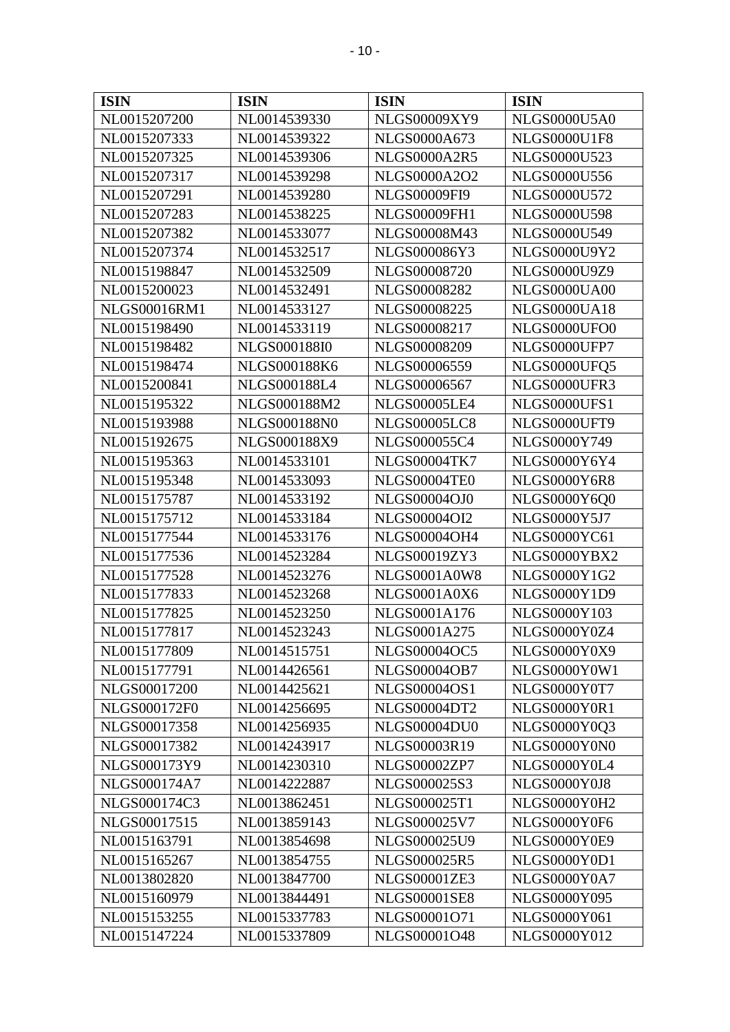| ISIN | ISIN | ISIN | ISIN |
|---|---|---|---|
| NL0015207200 | NL0014539330 | NLGS00009XY9 | NLGS0000U5A0 |
| NL0015207333 | NL0014539322 | NLGS0000A673 | NLGS0000U1F8 |
| NL0015207325 | NL0014539306 | NLGS0000A2R5 | NLGS0000U523 |
| NL0015207317 | NL0014539298 | NLGS0000A2O2 | NLGS0000U556 |
| NL0015207291 | NL0014539280 | NLGS00009FI9 | NLGS0000U572 |
| NL0015207283 | NL0014538225 | NLGS00009FH1 | NLGS0000U598 |
| NL0015207382 | NL0014533077 | NLGS00008M43 | NLGS0000U549 |
| NL0015207374 | NL0014532517 | NLGS000086Y3 | NLGS0000U9Y2 |
| NL0015198847 | NL0014532509 | NLGS00008720 | NLGS0000U9Z9 |
| NL0015200023 | NL0014532491 | NLGS00008282 | NLGS0000UA00 |
| NLGS00016RM1 | NL0014533127 | NLGS00008225 | NLGS0000UA18 |
| NL0015198490 | NL0014533119 | NLGS00008217 | NLGS0000UFO0 |
| NL0015198482 | NLGS000188I0 | NLGS00008209 | NLGS0000UFP7 |
| NL0015198474 | NLGS000188K6 | NLGS00006559 | NLGS0000UFQ5 |
| NL0015200841 | NLGS000188L4 | NLGS00006567 | NLGS0000UFR3 |
| NL0015195322 | NLGS000188M2 | NLGS00005LE4 | NLGS0000UFS1 |
| NL0015193988 | NLGS000188N0 | NLGS00005LC8 | NLGS0000UFT9 |
| NL0015192675 | NLGS000188X9 | NLGS000055C4 | NLGS0000Y749 |
| NL0015195363 | NL0014533101 | NLGS00004TK7 | NLGS0000Y6Y4 |
| NL0015195348 | NL0014533093 | NLGS00004TE0 | NLGS0000Y6R8 |
| NL0015175787 | NL0014533192 | NLGS00004OJ0 | NLGS0000Y6Q0 |
| NL0015175712 | NL0014533184 | NLGS00004OI2 | NLGS0000Y5J7 |
| NL0015177544 | NL0014533176 | NLGS00004OH4 | NLGS0000YC61 |
| NL0015177536 | NL0014523284 | NLGS00019ZY3 | NLGS0000YBX2 |
| NL0015177528 | NL0014523276 | NLGS0001A0W8 | NLGS0000Y1G2 |
| NL0015177833 | NL0014523268 | NLGS0001A0X6 | NLGS0000Y1D9 |
| NL0015177825 | NL0014523250 | NLGS0001A176 | NLGS0000Y103 |
| NL0015177817 | NL0014523243 | NLGS0001A275 | NLGS0000Y0Z4 |
| NL0015177809 | NL0014515751 | NLGS00004OC5 | NLGS0000Y0X9 |
| NL0015177791 | NL0014426561 | NLGS00004OB7 | NLGS0000Y0W1 |
| NLGS00017200 | NL0014425621 | NLGS00004OS1 | NLGS0000Y0T7 |
| NLGS000172F0 | NL0014256695 | NLGS00004DT2 | NLGS0000Y0R1 |
| NLGS00017358 | NL0014256935 | NLGS00004DU0 | NLGS0000Y0Q3 |
| NLGS00017382 | NL0014243917 | NLGS00003R19 | NLGS0000Y0N0 |
| NLGS000173Y9 | NL0014230310 | NLGS00002ZP7 | NLGS0000Y0L4 |
| NLGS000174A7 | NL0014222887 | NLGS000025S3 | NLGS0000Y0J8 |
| NLGS000174C3 | NL0013862451 | NLGS000025T1 | NLGS0000Y0H2 |
| NLGS00017515 | NL0013859143 | NLGS000025V7 | NLGS0000Y0F6 |
| NL0015163791 | NL0013854698 | NLGS000025U9 | NLGS0000Y0E9 |
| NL0015165267 | NL0013854755 | NLGS000025R5 | NLGS0000Y0D1 |
| NL0013802820 | NL0013847700 | NLGS00001ZE3 | NLGS0000Y0A7 |
| NL0015160979 | NL0013844491 | NLGS00001SE8 | NLGS0000Y095 |
| NL0015153255 | NL0015337783 | NLGS00001O71 | NLGS0000Y061 |
| NL0015147224 | NL0015337809 | NLGS00001O48 | NLGS0000Y012 |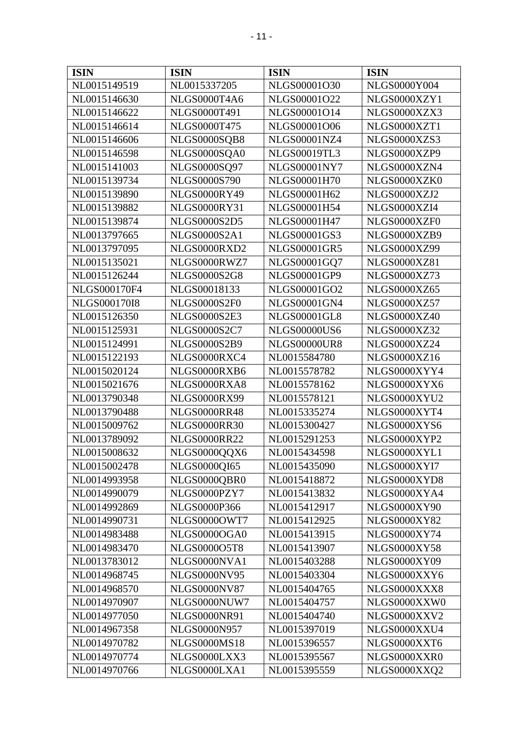| ISIN | ISIN | ISIN | ISIN |
|---|---|---|---|
| NL0015149519 | NL0015337205 | NLGS00001O30 | NLGS0000Y004 |
| NL0015146630 | NLGS0000T4A6 | NLGS00001O22 | NLGS0000XZY1 |
| NL0015146622 | NLGS0000T491 | NLGS00001O14 | NLGS0000XZX3 |
| NL0015146614 | NLGS0000T475 | NLGS00001O06 | NLGS0000XZT1 |
| NL0015146606 | NLGS0000SQB8 | NLGS00001NZ4 | NLGS0000XZS3 |
| NL0015146598 | NLGS0000SQA0 | NLGS00019TL3 | NLGS0000XZP9 |
| NL0015141003 | NLGS0000SQ97 | NLGS00001NY7 | NLGS0000XZN4 |
| NL0015139734 | NLGS0000S790 | NLGS00001H70 | NLGS0000XZK0 |
| NL0015139890 | NLGS0000RY49 | NLGS00001H62 | NLGS0000XZJ2 |
| NL0015139882 | NLGS0000RY31 | NLGS00001H54 | NLGS0000XZI4 |
| NL0015139874 | NLGS0000S2D5 | NLGS00001H47 | NLGS0000XZF0 |
| NL0013797665 | NLGS0000S2A1 | NLGS00001GS3 | NLGS0000XZB9 |
| NL0013797095 | NLGS0000RXD2 | NLGS00001GR5 | NLGS0000XZ99 |
| NL0015135021 | NLGS0000RWZ7 | NLGS00001GQ7 | NLGS0000XZ81 |
| NL0015126244 | NLGS0000S2G8 | NLGS00001GP9 | NLGS0000XZ73 |
| NLGS000170F4 | NLGS00018133 | NLGS00001GO2 | NLGS0000XZ65 |
| NLGS000170I8 | NLGS0000S2F0 | NLGS00001GN4 | NLGS0000XZ57 |
| NL0015126350 | NLGS0000S2E3 | NLGS00001GL8 | NLGS0000XZ40 |
| NL0015125931 | NLGS0000S2C7 | NLGS00000US6 | NLGS0000XZ32 |
| NL0015124991 | NLGS0000S2B9 | NLGS00000UR8 | NLGS0000XZ24 |
| NL0015122193 | NLGS0000RXC4 | NL0015584780 | NLGS0000XZ16 |
| NL0015020124 | NLGS0000RXB6 | NL0015578782 | NLGS0000XYY4 |
| NL0015021676 | NLGS0000RXA8 | NL0015578162 | NLGS0000XYX6 |
| NL0013790348 | NLGS0000RX99 | NL0015578121 | NLGS0000XYU2 |
| NL0013790488 | NLGS0000RR48 | NL0015335274 | NLGS0000XYT4 |
| NL0015009762 | NLGS0000RR30 | NL0015300427 | NLGS0000XYS6 |
| NL0013789092 | NLGS0000RR22 | NL0015291253 | NLGS0000XYP2 |
| NL0015008632 | NLGS0000QQX6 | NL0015434598 | NLGS0000XYL1 |
| NL0015002478 | NLGS0000QI65 | NL0015435090 | NLGS0000XYI7 |
| NL0014993958 | NLGS0000QBR0 | NL0015418872 | NLGS0000XYD8 |
| NL0014990079 | NLGS0000PZY7 | NL0015413832 | NLGS0000XYA4 |
| NL0014992869 | NLGS0000P366 | NL0015412917 | NLGS0000XY90 |
| NL0014990731 | NLGS0000OWT7 | NL0015412925 | NLGS0000XY82 |
| NL0014983488 | NLGS0000OGA0 | NL0015413915 | NLGS0000XY74 |
| NL0014983470 | NLGS0000O5T8 | NL0015413907 | NLGS0000XY58 |
| NL0013783012 | NLGS0000NVA1 | NL0015403288 | NLGS0000XY09 |
| NL0014968745 | NLGS0000NV95 | NL0015403304 | NLGS0000XXY6 |
| NL0014968570 | NLGS0000NV87 | NL0015404765 | NLGS0000XXX8 |
| NL0014970907 | NLGS0000NUW7 | NL0015404757 | NLGS0000XXW0 |
| NL0014977050 | NLGS0000NR91 | NL0015404740 | NLGS0000XXV2 |
| NL0014967358 | NLGS0000N957 | NL0015397019 | NLGS0000XXU4 |
| NL0014970782 | NLGS0000MS18 | NL0015396557 | NLGS0000XXT6 |
| NL0014970774 | NLGS0000LXX3 | NL0015395567 | NLGS0000XXR0 |
| NL0014970766 | NLGS0000LXA1 | NL0015395559 | NLGS0000XXQ2 |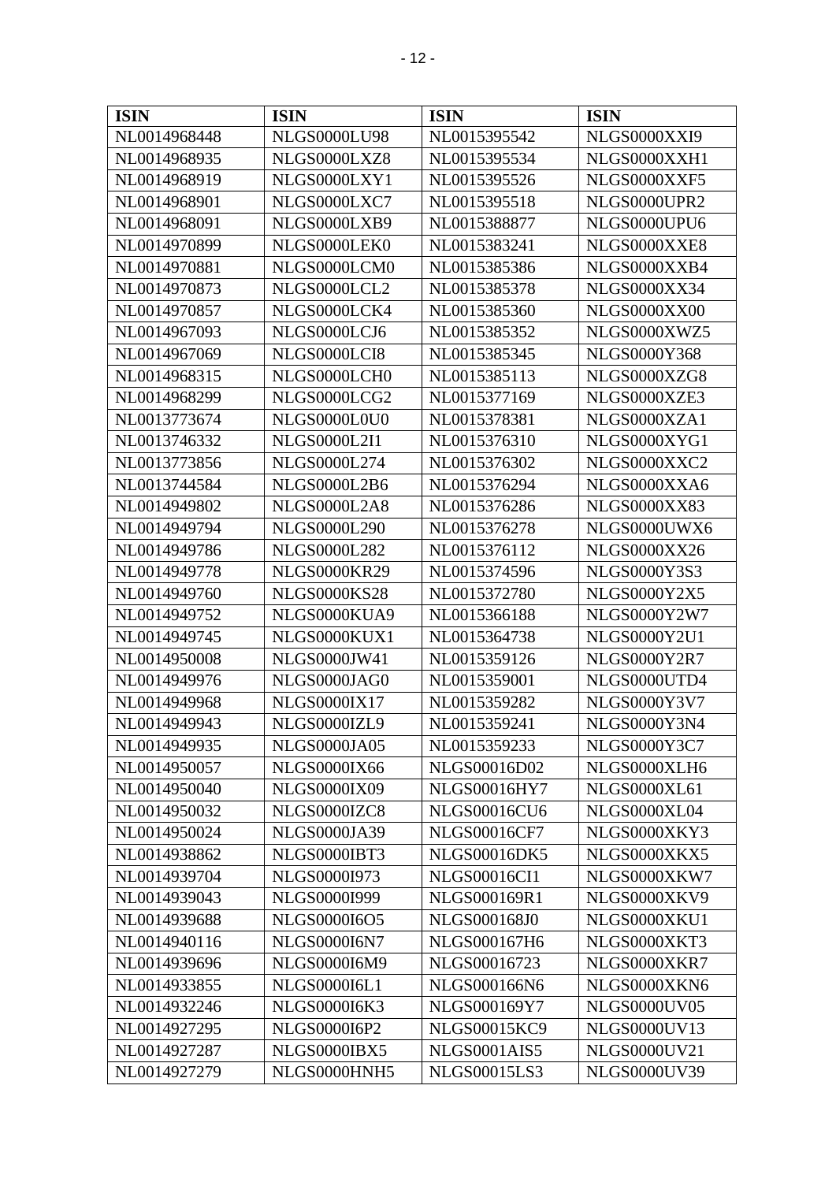| ISIN | ISIN | ISIN | ISIN |
|---|---|---|---|
| NL0014968448 | NLGS0000LU98 | NL0015395542 | NLGS0000XXI9 |
| NL0014968935 | NLGS0000LXZ8 | NL0015395534 | NLGS0000XXH1 |
| NL0014968919 | NLGS0000LXY1 | NL0015395526 | NLGS0000XXF5 |
| NL0014968901 | NLGS0000LXC7 | NL0015395518 | NLGS0000UPR2 |
| NL0014968091 | NLGS0000LXB9 | NL0015388877 | NLGS0000UPU6 |
| NL0014970899 | NLGS0000LEK0 | NL0015383241 | NLGS0000XXE8 |
| NL0014970881 | NLGS0000LCM0 | NL0015385386 | NLGS0000XXB4 |
| NL0014970873 | NLGS0000LCL2 | NL0015385378 | NLGS0000XX34 |
| NL0014970857 | NLGS0000LCK4 | NL0015385360 | NLGS0000XX00 |
| NL0014967093 | NLGS0000LCJ6 | NL0015385352 | NLGS0000XWZ5 |
| NL0014967069 | NLGS0000LCI8 | NL0015385345 | NLGS0000Y368 |
| NL0014968315 | NLGS0000LCH0 | NL0015385113 | NLGS0000XZG8 |
| NL0014968299 | NLGS0000LCG2 | NL0015377169 | NLGS0000XZE3 |
| NL0013773674 | NLGS0000L0U0 | NL0015378381 | NLGS0000XZA1 |
| NL0013746332 | NLGS0000L2I1 | NL0015376310 | NLGS0000XYG1 |
| NL0013773856 | NLGS0000L274 | NL0015376302 | NLGS0000XXC2 |
| NL0013744584 | NLGS0000L2B6 | NL0015376294 | NLGS0000XXA6 |
| NL0014949802 | NLGS0000L2A8 | NL0015376286 | NLGS0000XX83 |
| NL0014949794 | NLGS0000L290 | NL0015376278 | NLGS0000UWX6 |
| NL0014949786 | NLGS0000L282 | NL0015376112 | NLGS0000XX26 |
| NL0014949778 | NLGS0000KR29 | NL0015374596 | NLGS0000Y3S3 |
| NL0014949760 | NLGS0000KS28 | NL0015372780 | NLGS0000Y2X5 |
| NL0014949752 | NLGS0000KUA9 | NL0015366188 | NLGS0000Y2W7 |
| NL0014949745 | NLGS0000KUX1 | NL0015364738 | NLGS0000Y2U1 |
| NL0014950008 | NLGS0000JW41 | NL0015359126 | NLGS0000Y2R7 |
| NL0014949976 | NLGS0000JAG0 | NL0015359001 | NLGS0000UTD4 |
| NL0014949968 | NLGS0000IX17 | NL0015359282 | NLGS0000Y3V7 |
| NL0014949943 | NLGS0000IZL9 | NL0015359241 | NLGS0000Y3N4 |
| NL0014949935 | NLGS0000JA05 | NL0015359233 | NLGS0000Y3C7 |
| NL0014950057 | NLGS0000IX66 | NLGS00016D02 | NLGS0000XLH6 |
| NL0014950040 | NLGS0000IX09 | NLGS00016HY7 | NLGS0000XL61 |
| NL0014950032 | NLGS0000IZC8 | NLGS00016CU6 | NLGS0000XL04 |
| NL0014950024 | NLGS0000JA39 | NLGS00016CF7 | NLGS0000XKY3 |
| NL0014938862 | NLGS0000IBT3 | NLGS00016DK5 | NLGS0000XKX5 |
| NL0014939704 | NLGS0000I973 | NLGS00016CI1 | NLGS0000XKW7 |
| NL0014939043 | NLGS0000I999 | NLGS000169R1 | NLGS0000XKV9 |
| NL0014939688 | NLGS0000I6O5 | NLGS000168J0 | NLGS0000XKU1 |
| NL0014940116 | NLGS0000I6N7 | NLGS000167H6 | NLGS0000XKT3 |
| NL0014939696 | NLGS0000I6M9 | NLGS00016723 | NLGS0000XKR7 |
| NL0014933855 | NLGS0000I6L1 | NLGS000166N6 | NLGS0000XKN6 |
| NL0014932246 | NLGS0000I6K3 | NLGS000169Y7 | NLGS0000UV05 |
| NL0014927295 | NLGS0000I6P2 | NLGS00015KC9 | NLGS0000UV13 |
| NL0014927287 | NLGS0000IBX5 | NLGS0001AIS5 | NLGS0000UV21 |
| NL0014927279 | NLGS0000HNH5 | NLGS00015LS3 | NLGS0000UV39 |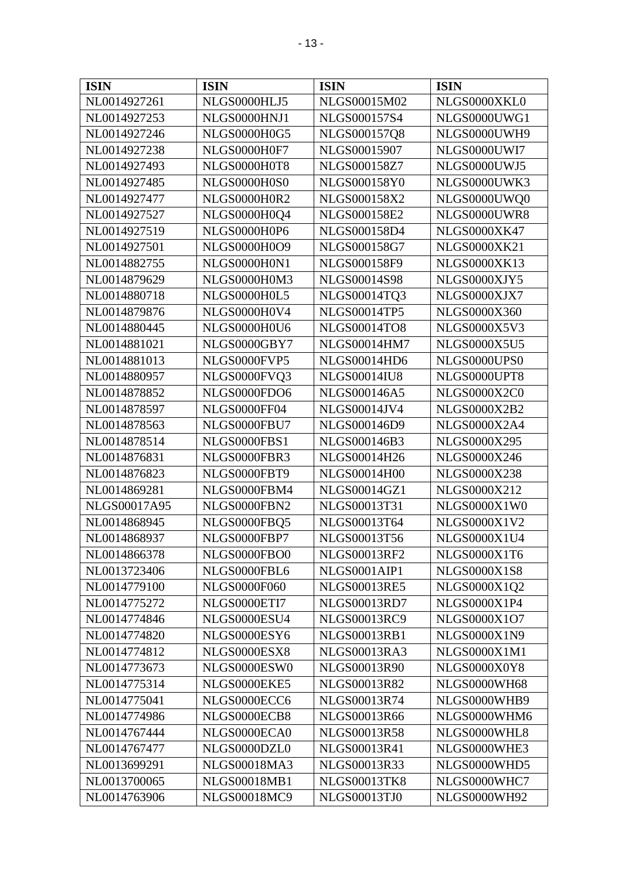| ISIN | ISIN | ISIN | ISIN |
|---|---|---|---|
| NL0014927261 | NLGS0000HLJ5 | NLGS00015M02 | NLGS0000XKL0 |
| NL0014927253 | NLGS0000HNJ1 | NLGS000157S4 | NLGS0000UWG1 |
| NL0014927246 | NLGS0000H0G5 | NLGS000157Q8 | NLGS0000UWH9 |
| NL0014927238 | NLGS0000H0F7 | NLGS00015907 | NLGS0000UWI7 |
| NL0014927493 | NLGS0000H0T8 | NLGS000158Z7 | NLGS0000UWJ5 |
| NL0014927485 | NLGS0000H0S0 | NLGS000158Y0 | NLGS0000UWK3 |
| NL0014927477 | NLGS0000H0R2 | NLGS000158X2 | NLGS0000UWQ0 |
| NL0014927527 | NLGS0000H0Q4 | NLGS000158E2 | NLGS0000UWR8 |
| NL0014927519 | NLGS0000H0P6 | NLGS000158D4 | NLGS0000XK47 |
| NL0014927501 | NLGS0000H0O9 | NLGS000158G7 | NLGS0000XK21 |
| NL0014882755 | NLGS0000H0N1 | NLGS000158F9 | NLGS0000XK13 |
| NL0014879629 | NLGS0000H0M3 | NLGS00014S98 | NLGS0000XJY5 |
| NL0014880718 | NLGS0000H0L5 | NLGS00014TQ3 | NLGS0000XJX7 |
| NL0014879876 | NLGS0000H0V4 | NLGS00014TP5 | NLGS0000X360 |
| NL0014880445 | NLGS0000H0U6 | NLGS00014TO8 | NLGS0000X5V3 |
| NL0014881021 | NLGS0000GBY7 | NLGS00014HM7 | NLGS0000X5U5 |
| NL0014881013 | NLGS0000FVP5 | NLGS00014HD6 | NLGS0000UPS0 |
| NL0014880957 | NLGS0000FVQ3 | NLGS00014IU8 | NLGS0000UPT8 |
| NL0014878852 | NLGS0000FDO6 | NLGS000146A5 | NLGS0000X2C0 |
| NL0014878597 | NLGS0000FF04 | NLGS00014JV4 | NLGS0000X2B2 |
| NL0014878563 | NLGS0000FBU7 | NLGS000146D9 | NLGS0000X2A4 |
| NL0014878514 | NLGS0000FBS1 | NLGS000146B3 | NLGS0000X295 |
| NL0014876831 | NLGS0000FBR3 | NLGS00014H26 | NLGS0000X246 |
| NL0014876823 | NLGS0000FBT9 | NLGS00014H00 | NLGS0000X238 |
| NL0014869281 | NLGS0000FBM4 | NLGS00014GZ1 | NLGS0000X212 |
| NLGS00017A95 | NLGS0000FBN2 | NLGS00013T31 | NLGS0000X1W0 |
| NL0014868945 | NLGS0000FBQ5 | NLGS00013T64 | NLGS0000X1V2 |
| NL0014868937 | NLGS0000FBP7 | NLGS00013T56 | NLGS0000X1U4 |
| NL0014866378 | NLGS0000FBO0 | NLGS00013RF2 | NLGS0000X1T6 |
| NL0013723406 | NLGS0000FBL6 | NLGS0001AIP1 | NLGS0000X1S8 |
| NL0014779100 | NLGS0000F060 | NLGS00013RE5 | NLGS0000X1Q2 |
| NL0014775272 | NLGS0000ETI7 | NLGS00013RD7 | NLGS0000X1P4 |
| NL0014774846 | NLGS0000ESU4 | NLGS00013RC9 | NLGS0000X1O7 |
| NL0014774820 | NLGS0000ESY6 | NLGS00013RB1 | NLGS0000X1N9 |
| NL0014774812 | NLGS0000ESX8 | NLGS00013RA3 | NLGS0000X1M1 |
| NL0014773673 | NLGS0000ESW0 | NLGS00013R90 | NLGS0000X0Y8 |
| NL0014775314 | NLGS0000EKE5 | NLGS00013R82 | NLGS0000WH68 |
| NL0014775041 | NLGS0000ECC6 | NLGS00013R74 | NLGS0000WHB9 |
| NL0014774986 | NLGS0000ECB8 | NLGS00013R66 | NLGS0000WHM6 |
| NL0014767444 | NLGS0000ECA0 | NLGS00013R58 | NLGS0000WHL8 |
| NL0014767477 | NLGS0000DZL0 | NLGS00013R41 | NLGS0000WHE3 |
| NL0013699291 | NLGS00018MA3 | NLGS00013R33 | NLGS0000WHD5 |
| NL0013700065 | NLGS00018MB1 | NLGS00013TK8 | NLGS0000WHC7 |
| NL0014763906 | NLGS00018MC9 | NLGS00013TJ0 | NLGS0000WH92 |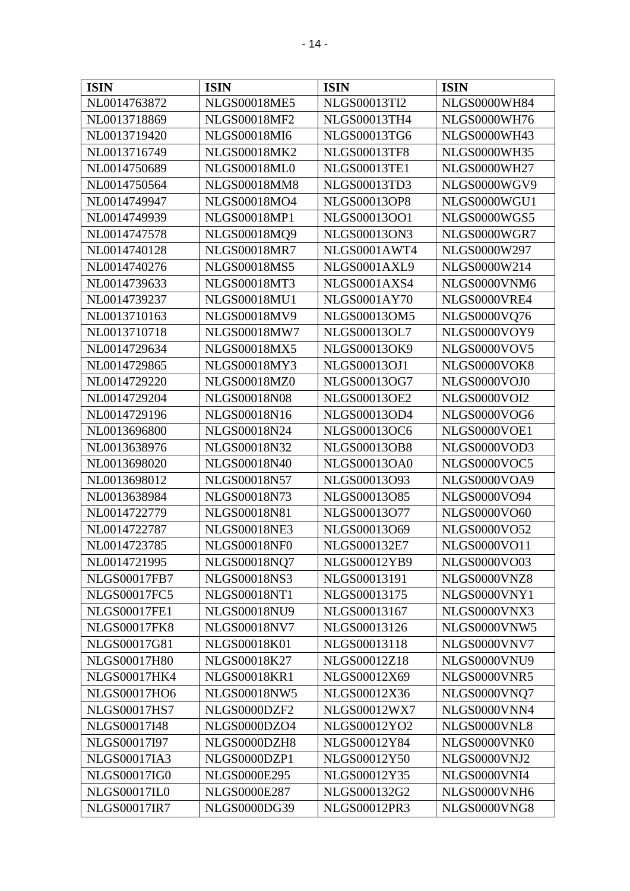| ISIN | ISIN | ISIN | ISIN |
|---|---|---|---|
| NL0014763872 | NLGS00018ME5 | NLGS00013TI2 | NLGS0000WH84 |
| NL0013718869 | NLGS00018MF2 | NLGS00013TH4 | NLGS0000WH76 |
| NL0013719420 | NLGS00018MI6 | NLGS00013TG6 | NLGS0000WH43 |
| NL0013716749 | NLGS00018MK2 | NLGS00013TF8 | NLGS0000WH35 |
| NL0014750689 | NLGS00018ML0 | NLGS00013TE1 | NLGS0000WH27 |
| NL0014750564 | NLGS00018MM8 | NLGS00013TD3 | NLGS0000WGV9 |
| NL0014749947 | NLGS00018MO4 | NLGS00013OP8 | NLGS0000WGU1 |
| NL0014749939 | NLGS00018MP1 | NLGS00013OO1 | NLGS0000WGS5 |
| NL0014747578 | NLGS00018MQ9 | NLGS00013ON3 | NLGS0000WGR7 |
| NL0014740128 | NLGS00018MR7 | NLGS0001AWT4 | NLGS0000W297 |
| NL0014740276 | NLGS00018MS5 | NLGS0001AXL9 | NLGS0000W214 |
| NL0014739633 | NLGS00018MT3 | NLGS0001AXS4 | NLGS0000VNM6 |
| NL0014739237 | NLGS00018MU1 | NLGS0001AY70 | NLGS0000VRE4 |
| NL0013710163 | NLGS00018MV9 | NLGS00013OM5 | NLGS0000VQ76 |
| NL0013710718 | NLGS00018MW7 | NLGS00013OL7 | NLGS0000VOY9 |
| NL0014729634 | NLGS00018MX5 | NLGS00013OK9 | NLGS0000VOV5 |
| NL0014729865 | NLGS00018MY3 | NLGS00013OJ1 | NLGS0000VOK8 |
| NL0014729220 | NLGS00018MZ0 | NLGS00013OG7 | NLGS0000VOJ0 |
| NL0014729204 | NLGS00018N08 | NLGS00013OE2 | NLGS0000VOI2 |
| NL0014729196 | NLGS00018N16 | NLGS00013OD4 | NLGS0000VOG6 |
| NL0013696800 | NLGS00018N24 | NLGS00013OC6 | NLGS0000VOE1 |
| NL0013638976 | NLGS00018N32 | NLGS00013OB8 | NLGS0000VOD3 |
| NL0013698020 | NLGS00018N40 | NLGS00013OA0 | NLGS0000VOC5 |
| NL0013698012 | NLGS00018N57 | NLGS00013O93 | NLGS0000VOA9 |
| NL0013638984 | NLGS00018N73 | NLGS00013O85 | NLGS0000VO94 |
| NL0014722779 | NLGS00018N81 | NLGS00013O77 | NLGS0000VO60 |
| NL0014722787 | NLGS00018NE3 | NLGS00013O69 | NLGS0000VO52 |
| NL0014723785 | NLGS00018NF0 | NLGS000132E7 | NLGS0000VO11 |
| NL0014721995 | NLGS00018NQ7 | NLGS00012YB9 | NLGS0000VO03 |
| NLGS00017FB7 | NLGS00018NS3 | NLGS00013191 | NLGS0000VNZ8 |
| NLGS00017FC5 | NLGS00018NT1 | NLGS00013175 | NLGS0000VNY1 |
| NLGS00017FE1 | NLGS00018NU9 | NLGS00013167 | NLGS0000VNX3 |
| NLGS00017FK8 | NLGS00018NV7 | NLGS00013126 | NLGS0000VNW5 |
| NLGS00017G81 | NLGS00018K01 | NLGS00013118 | NLGS0000VNV7 |
| NLGS00017H80 | NLGS00018K27 | NLGS00012Z18 | NLGS0000VNU9 |
| NLGS00017HK4 | NLGS00018KR1 | NLGS00012X69 | NLGS0000VNR5 |
| NLGS00017HO6 | NLGS00018NW5 | NLGS00012X36 | NLGS0000VNQ7 |
| NLGS00017HS7 | NLGS0000DZF2 | NLGS00012WX7 | NLGS0000VNN4 |
| NLGS00017I48 | NLGS0000DZO4 | NLGS00012YO2 | NLGS0000VNL8 |
| NLGS00017I97 | NLGS0000DZH8 | NLGS00012Y84 | NLGS0000VNK0 |
| NLGS00017IA3 | NLGS0000DZP1 | NLGS00012Y50 | NLGS0000VNJ2 |
| NLGS00017IG0 | NLGS0000E295 | NLGS00012Y35 | NLGS0000VNI4 |
| NLGS00017IL0 | NLGS0000E287 | NLGS000132G2 | NLGS0000VNH6 |
| NLGS00017IR7 | NLGS0000DG39 | NLGS00012PR3 | NLGS0000VNG8 |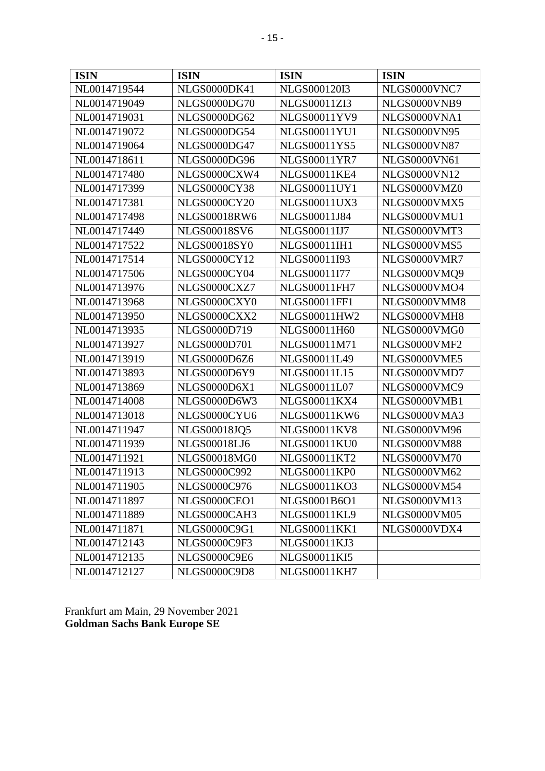| ISIN | ISIN | ISIN | ISIN |
|---|---|---|---|
| NL0014719544 | NLGS0000DK41 | NLGS000120I3 | NLGS0000VNC7 |
| NL0014719049 | NLGS0000DG70 | NLGS00011ZI3 | NLGS0000VNB9 |
| NL0014719031 | NLGS0000DG62 | NLGS00011YV9 | NLGS0000VNA1 |
| NL0014719072 | NLGS0000DG54 | NLGS00011YU1 | NLGS0000VN95 |
| NL0014719064 | NLGS0000DG47 | NLGS00011YS5 | NLGS0000VN87 |
| NL0014718611 | NLGS0000DG96 | NLGS00011YR7 | NLGS0000VN61 |
| NL0014717480 | NLGS0000CXW4 | NLGS00011KE4 | NLGS0000VN12 |
| NL0014717399 | NLGS0000CY38 | NLGS00011UY1 | NLGS0000VMZ0 |
| NL0014717381 | NLGS0000CY20 | NLGS00011UX3 | NLGS0000VMX5 |
| NL0014717498 | NLGS00018RW6 | NLGS00011J84 | NLGS0000VMU1 |
| NL0014717449 | NLGS00018SV6 | NLGS00011IJ7 | NLGS0000VMT3 |
| NL0014717522 | NLGS00018SY0 | NLGS00011IH1 | NLGS0000VMS5 |
| NL0014717514 | NLGS0000CY12 | NLGS00011I93 | NLGS0000VMR7 |
| NL0014717506 | NLGS0000CY04 | NLGS00011I77 | NLGS0000VMQ9 |
| NL0014713976 | NLGS0000CXZ7 | NLGS00011FH7 | NLGS0000VMO4 |
| NL0014713968 | NLGS0000CXY0 | NLGS00011FF1 | NLGS0000VMM8 |
| NL0014713950 | NLGS0000CXX2 | NLGS00011HW2 | NLGS0000VMH8 |
| NL0014713935 | NLGS0000D719 | NLGS00011H60 | NLGS0000VMG0 |
| NL0014713927 | NLGS0000D701 | NLGS00011M71 | NLGS0000VMF2 |
| NL0014713919 | NLGS0000D6Z6 | NLGS00011L49 | NLGS0000VME5 |
| NL0014713893 | NLGS0000D6Y9 | NLGS00011L15 | NLGS0000VMD7 |
| NL0014713869 | NLGS0000D6X1 | NLGS00011L07 | NLGS0000VMC9 |
| NL0014714008 | NLGS0000D6W3 | NLGS00011KX4 | NLGS0000VMB1 |
| NL0014713018 | NLGS0000CYU6 | NLGS00011KW6 | NLGS0000VMA3 |
| NL0014711947 | NLGS00018JQ5 | NLGS00011KV8 | NLGS0000VM96 |
| NL0014711939 | NLGS00018LJ6 | NLGS00011KU0 | NLGS0000VM88 |
| NL0014711921 | NLGS00018MG0 | NLGS00011KT2 | NLGS0000VM70 |
| NL0014711913 | NLGS0000C992 | NLGS00011KP0 | NLGS0000VM62 |
| NL0014711905 | NLGS0000C976 | NLGS00011KO3 | NLGS0000VM54 |
| NL0014711897 | NLGS0000CEO1 | NLGS0001B6O1 | NLGS0000VM13 |
| NL0014711889 | NLGS0000CAH3 | NLGS00011KL9 | NLGS0000VM05 |
| NL0014711871 | NLGS0000C9G1 | NLGS00011KK1 | NLGS0000VDX4 |
| NL0014712143 | NLGS0000C9F3 | NLGS00011KJ3 | |
| NL0014712135 | NLGS0000C9E6 | NLGS00011KI5 | |
| NL0014712127 | NLGS0000C9D8 | NLGS00011KH7 | |

Frankfurt am Main, 29 November 2021
**Goldman Sachs Bank Europe SE**